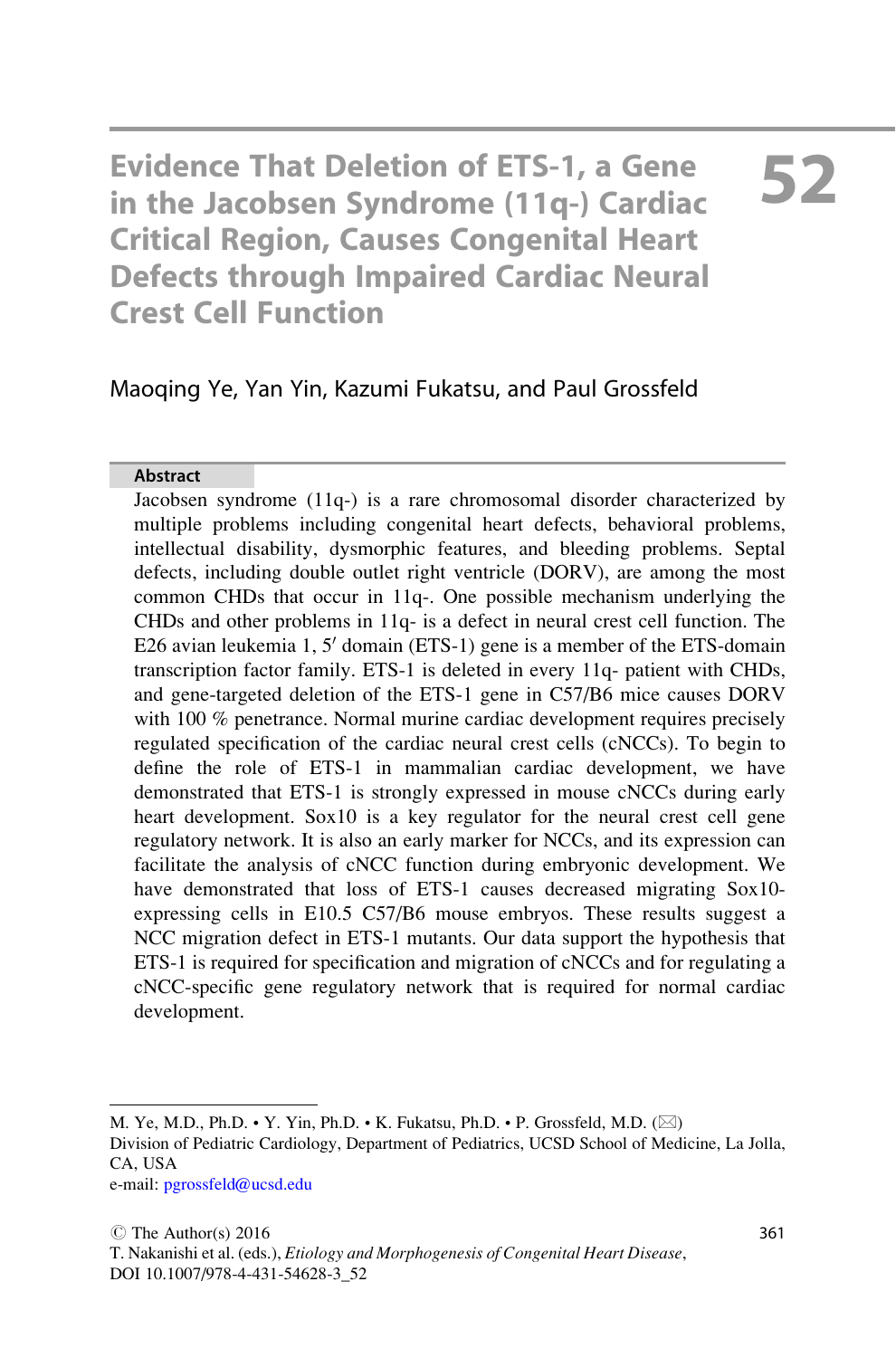# Evidence That Deletion of ETS-1, a Gene in the Jacobsen Syndrome (11q-) Cardiac Critical Region, Causes Congenital Heart Defects through Impaired Cardiac Neural Crest Cell Function

52

Maoqing Ye, Yan Yin, Kazumi Fukatsu, and Paul Grossfeld

## Abstract

Jacobsen syndrome (11q-) is a rare chromosomal disorder characterized by multiple problems including congenital heart defects, behavioral problems, intellectual disability, dysmorphic features, and bleeding problems. Septal defects, including double outlet right ventricle (DORV), are among the most common CHDs that occur in 11q-. One possible mechanism underlying the CHDs and other problems in 11q- is a defect in neural crest cell function. The E26 avian leukemia 1, 5′ domain (ETS-1) gene is a member of the ETS-domain transcription factor family. ETS-1 is deleted in every 11q- patient with CHDs, and gene-targeted deletion of the ETS-1 gene in C57/B6 mice causes DORV with 100 % penetrance. Normal murine cardiac development requires precisely regulated specification of the cardiac neural crest cells (cNCCs). To begin to define the role of ETS-1 in mammalian cardiac development, we have demonstrated that ETS-1 is strongly expressed in mouse cNCCs during early heart development. Sox10 is a key regulator for the neural crest cell gene regulatory network. It is also an early marker for NCCs, and its expression can facilitate the analysis of cNCC function during embryonic development. We have demonstrated that loss of ETS-1 causes decreased migrating Sox10-expressing cells in E10.5 C57/B6 mouse embryos. These results suggest a NCC migration defect in ETS-1 mutants. Our data support the hypothesis that ETS-1 is required for specification and migration of cNCCs and for regulating a cNCC-specific gene regulatory network that is required for normal cardiac development.

---

M. Ye, M.D., Ph.D. • Y. Yin, Ph.D. • K. Fukatsu, Ph.D. • P. Grossfeld, M.D. (✉)
Division of Pediatric Cardiology, Department of Pediatrics, UCSD School of Medicine, La Jolla, CA, USA
e-mail: pgrossfeld@ucsd.edu

© The Author(s) 2016
T. Nakanishi et al. (eds.), *Etiology and Morphogenesis of Congenital Heart Disease*, DOI 10.1007/978-4-431-54628-3_52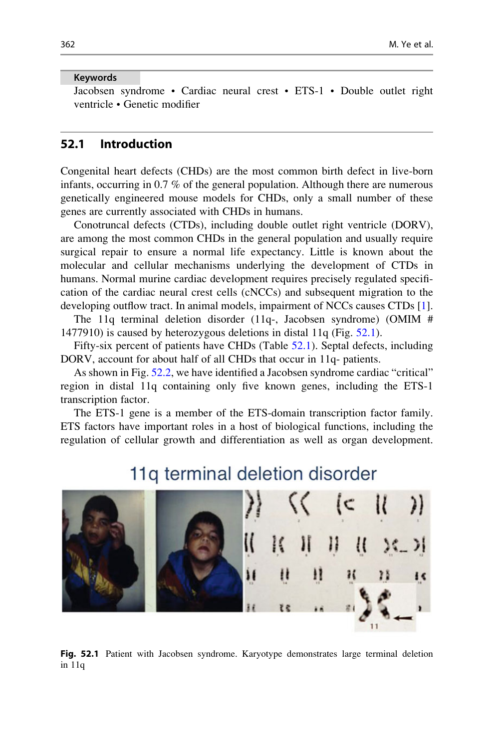**Keywords** Jacobsen syndrome • Cardiac neural crest • ETS-1 • Double outlet right ventricle • Genetic modifier

## 52.1 Introduction

Congenital heart defects (CHDs) are the most common birth defect in live-born infants, occurring in 0.7 % of the general population. Although there are numerous genetically engineered mouse models for CHDs, only a small number of these genes are currently associated with CHDs in humans.

Conotruncal defects (CTDs), including double outlet right ventricle (DORV), are among the most common CHDs in the general population and usually require surgical repair to ensure a normal life expectancy. Little is known about the molecular and cellular mechanisms underlying the development of CTDs in humans. Normal murine cardiac development requires precisely regulated specification of the cardiac neural crest cells (cNCCs) and subsequent migration to the developing outflow tract. In animal models, impairment of NCCs causes CTDs [1].

The 11q terminal deletion disorder (11q-, Jacobsen syndrome) (OMIM # 1477910) is caused by heterozygous deletions in distal 11q (Fig. 52.1).

Fifty-six percent of patients have CHDs (Table 52.1). Septal defects, including DORV, account for about half of all CHDs that occur in 11q- patients.

As shown in Fig. 52.2, we have identified a Jacobsen syndrome cardiac "critical" region in distal 11q containing only five known genes, including the ETS-1 transcription factor.

The ETS-1 gene is a member of the ETS-domain transcription factor family. ETS factors have important roles in a host of biological functions, including the regulation of cellular growth and differentiation as well as organ development.

11q terminal deletion disorder

**Fig. 52.1** Patient with Jacobsen syndrome. Karyotype demonstrates large terminal deletion in 11q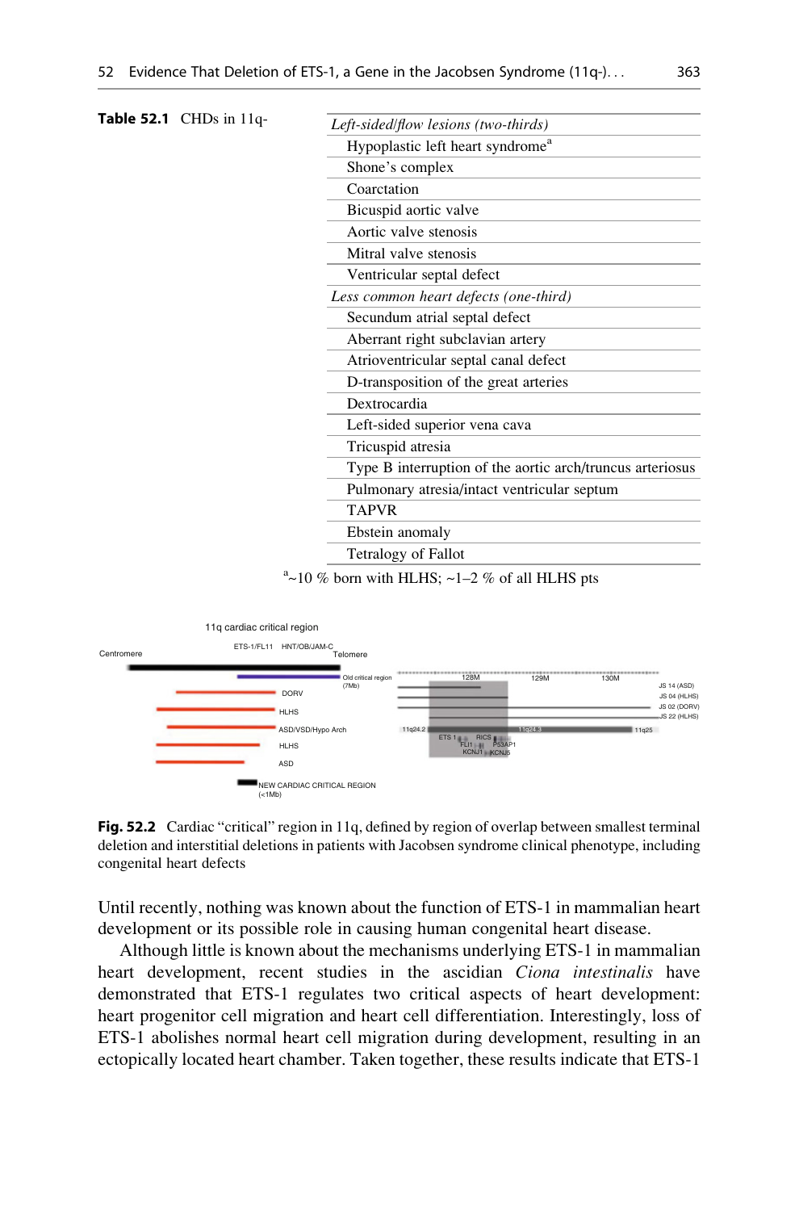**Table 52.1** CHDs in 11q-

| *Left-sided/flow lesions (two-thirds)* |
|---|
| Hypoplastic left heart syndrome[a] |
| Shone's complex |
| Coarctation |
| Bicuspid aortic valve |
| Aortic valve stenosis |
| Mitral valve stenosis |
| Ventricular septal defect |
| *Less common heart defects (one-third)* |
| Secundum atrial septal defect |
| Aberrant right subclavian artery |
| Atrioventricular septal canal defect |
| D-transposition of the great arteries |
| Dextrocardia |
| Left-sided superior vena cava |
| Tricuspid atresia |
| Type B interruption of the aortic arch/truncus arteriosus |
| Pulmonary atresia/intact ventricular septum |
| TAPVR |
| Ebstein anomaly |
| Tetralogy of Fallot |

[a]~10 % born with HLHS; ~1–2 % of all HLHS pts

**Fig. 52.2** Cardiac "critical" region in 11q, defined by region of overlap between smallest terminal deletion and interstitial deletions in patients with Jacobsen syndrome clinical phenotype, including congenital heart defects

Until recently, nothing was known about the function of ETS-1 in mammalian heart development or its possible role in causing human congenital heart disease.

Although little is known about the mechanisms underlying ETS-1 in mammalian heart development, recent studies in the ascidian *Ciona intestinalis* have demonstrated that ETS-1 regulates two critical aspects of heart development: heart progenitor cell migration and heart cell differentiation. Interestingly, loss of ETS-1 abolishes normal heart cell migration during development, resulting in an ectopically located heart chamber. Taken together, these results indicate that ETS-1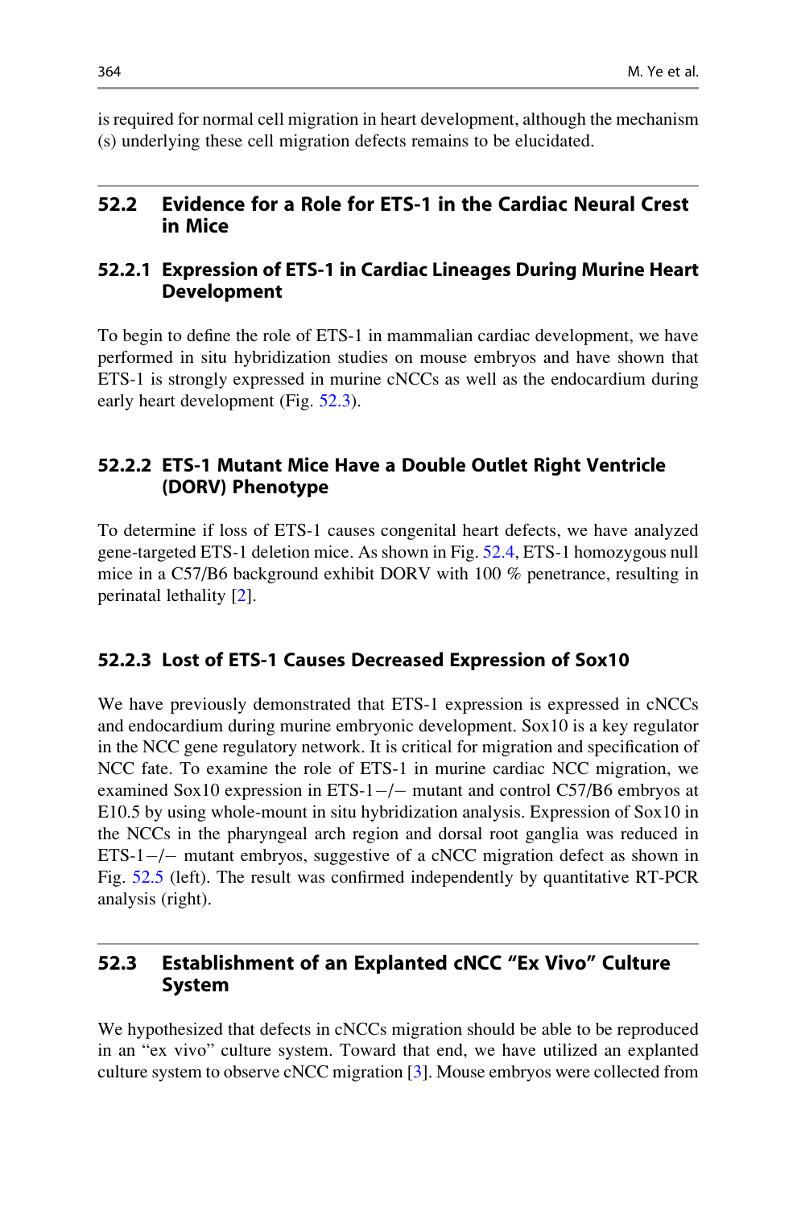is required for normal cell migration in heart development, although the mechanism (s) underlying these cell migration defects remains to be elucidated.

## 52.2 Evidence for a Role for ETS-1 in the Cardiac Neural Crest in Mice

### 52.2.1 Expression of ETS-1 in Cardiac Lineages During Murine Heart Development

To begin to define the role of ETS-1 in mammalian cardiac development, we have performed in situ hybridization studies on mouse embryos and have shown that ETS-1 is strongly expressed in murine cNCCs as well as the endocardium during early heart development (Fig. 52.3).

### 52.2.2 ETS-1 Mutant Mice Have a Double Outlet Right Ventricle (DORV) Phenotype

To determine if loss of ETS-1 causes congenital heart defects, we have analyzed gene-targeted ETS-1 deletion mice. As shown in Fig. 52.4, ETS-1 homozygous null mice in a C57/B6 background exhibit DORV with 100 % penetrance, resulting in perinatal lethality [2].

### 52.2.3 Lost of ETS-1 Causes Decreased Expression of Sox10

We have previously demonstrated that ETS-1 expression is expressed in cNCCs and endocardium during murine embryonic development. Sox10 is a key regulator in the NCC gene regulatory network. It is critical for migration and specification of NCC fate. To examine the role of ETS-1 in murine cardiac NCC migration, we examined Sox10 expression in ETS-1−/− mutant and control C57/B6 embryos at E10.5 by using whole-mount in situ hybridization analysis. Expression of Sox10 in the NCCs in the pharyngeal arch region and dorsal root ganglia was reduced in ETS-1−/− mutant embryos, suggestive of a cNCC migration defect as shown in Fig. 52.5 (left). The result was confirmed independently by quantitative RT-PCR analysis (right).

## 52.3 Establishment of an Explanted cNCC "Ex Vivo" Culture System

We hypothesized that defects in cNCCs migration should be able to be reproduced in an "ex vivo" culture system. Toward that end, we have utilized an explanted culture system to observe cNCC migration [3]. Mouse embryos were collected from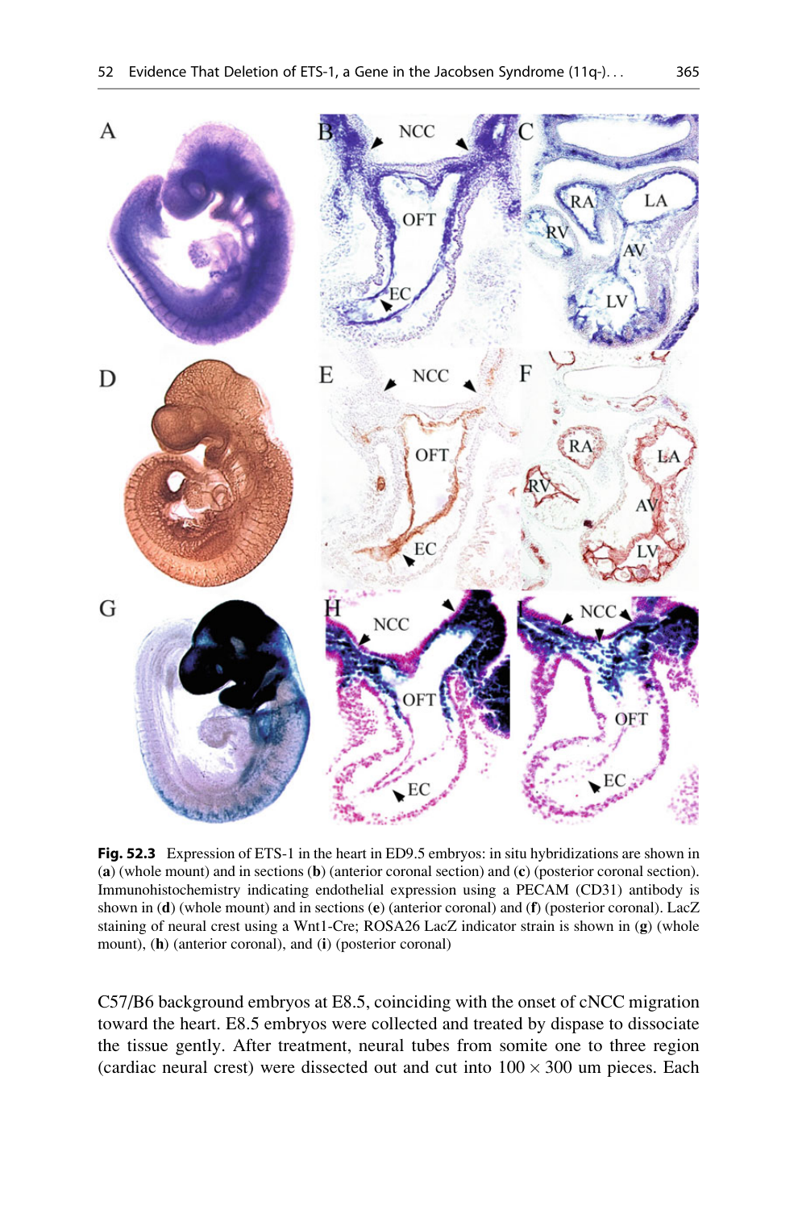**Fig. 52.3** Expression of ETS-1 in the heart in ED9.5 embryos: in situ hybridizations are shown in (**a**) (whole mount) and in sections (**b**) (anterior coronal section) and (**c**) (posterior coronal section). Immunohistochemistry indicating endothelial expression using a PECAM (CD31) antibody is shown in (**d**) (whole mount) and in sections (**e**) (anterior coronal) and (**f**) (posterior coronal). LacZ staining of neural crest using a Wnt1-Cre; ROSA26 LacZ indicator strain is shown in (**g**) (whole mount), (**h**) (anterior coronal), and (**i**) (posterior coronal)

C57/B6 background embryos at E8.5, coinciding with the onset of cNCC migration toward the heart. E8.5 embryos were collected and treated by dispase to dissociate the tissue gently. After treatment, neural tubes from somite one to three region (cardiac neural crest) were dissected out and cut into $100 \times 300$ um pieces. Each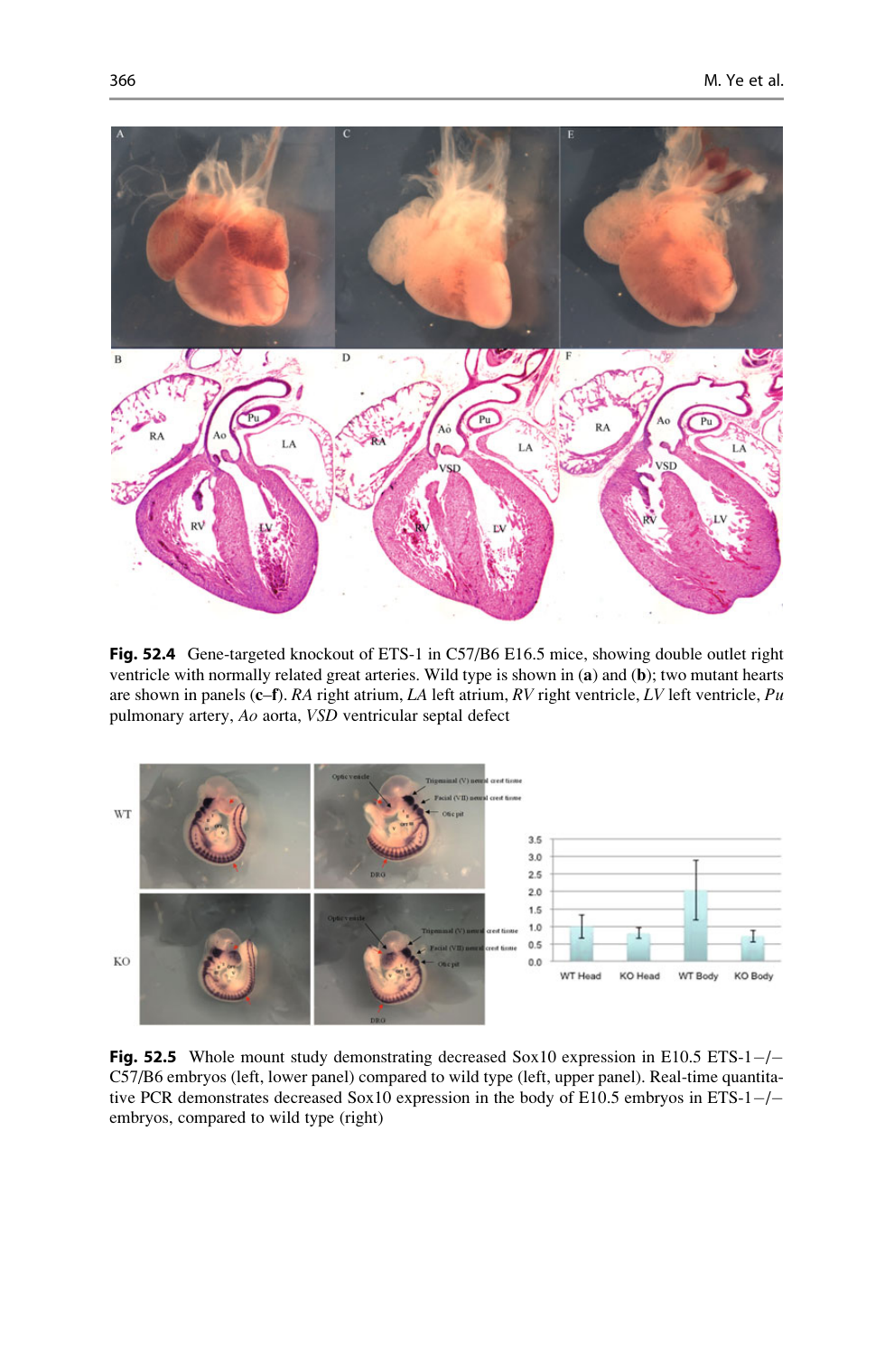**Fig. 52.4** Gene-targeted knockout of ETS-1 in C57/B6 E16.5 mice, showing double outlet right ventricle with normally related great arteries. Wild type is shown in (**a**) and (**b**); two mutant hearts are shown in panels (**c**–**f**). *RA* right atrium, *LA* left atrium, *RV* right ventricle, *LV* left ventricle, *Pu* pulmonary artery, *Ao* aorta, *VSD* ventricular septal defect

**Fig. 52.5** Whole mount study demonstrating decreased Sox10 expression in E10.5 ETS-1−/− C57/B6 embryos (left, lower panel) compared to wild type (left, upper panel). Real-time quantitative PCR demonstrates decreased Sox10 expression in the body of E10.5 embryos in ETS-1−/− embryos, compared to wild type (right)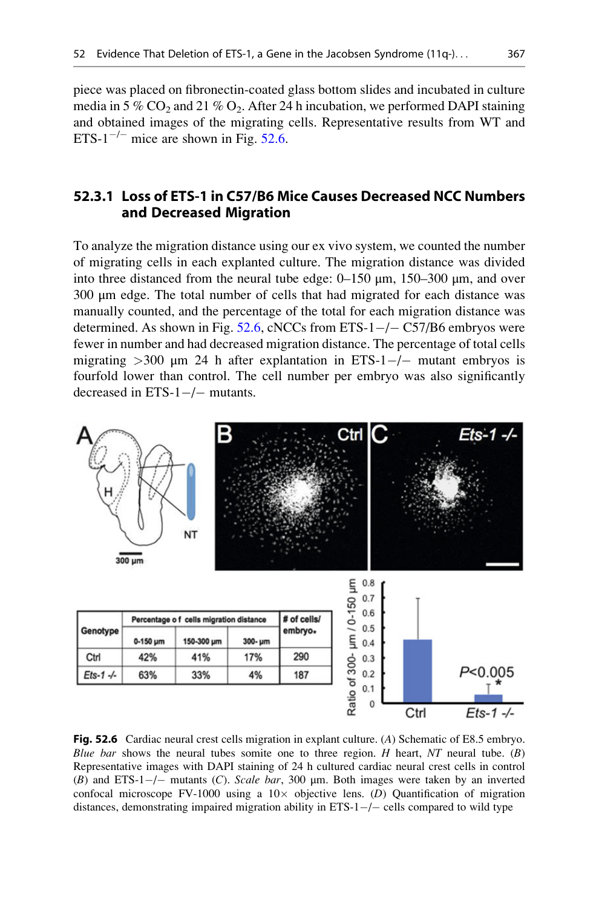piece was placed on fibronectin-coated glass bottom slides and incubated in culture media in 5 % $CO_2$ and 21 % $O_2$. After 24 h incubation, we performed DAPI staining and obtained images of the migrating cells. Representative results from WT and ETS-$1^{-/-}$ mice are shown in Fig. 52.6.

### 52.3.1 Loss of ETS-1 in C57/B6 Mice Causes Decreased NCC Numbers and Decreased Migration

To analyze the migration distance using our ex vivo system, we counted the number of migrating cells in each explanted culture. The migration distance was divided into three distanced from the neural tube edge: 0–150 μm, 150–300 μm, and over 300 μm edge. The total number of cells that had migrated for each distance was manually counted, and the percentage of the total for each migration distance was determined. As shown in Fig. 52.6, cNCCs from ETS-1−/− C57/B6 embryos were fewer in number and had decreased migration distance. The percentage of total cells migrating >300 μm 24 h after explantation in ETS-1−/− mutant embryos is fourfold lower than control. The cell number per embryo was also significantly decreased in ETS-1−/− mutants.

| Genotype | Percentage o f cells migration distance | | | # of cells/ embryo* |
|---|---|---|---|---|
| | 0-150 μm | 150-300 μm | 300- μm | |
| Ctrl | 42% | 41% | 17% | 290 |
| *Ets-1 -/-* | 63% | 33% | 4% | 187 |

**Fig. 52.6** Cardiac neural crest cells migration in explant culture. (*A*) Schematic of E8.5 embryo. *Blue bar* shows the neural tubes somite one to three region. *H* heart, *NT* neural tube. (*B*) Representative images with DAPI staining of 24 h cultured cardiac neural crest cells in control (*B*) and ETS-1−/− mutants (*C*). *Scale bar*, 300 μm. Both images were taken by an inverted confocal microscope FV-1000 using a 10× objective lens. (*D*) Quantification of migration distances, demonstrating impaired migration ability in ETS-1−/− cells compared to wild type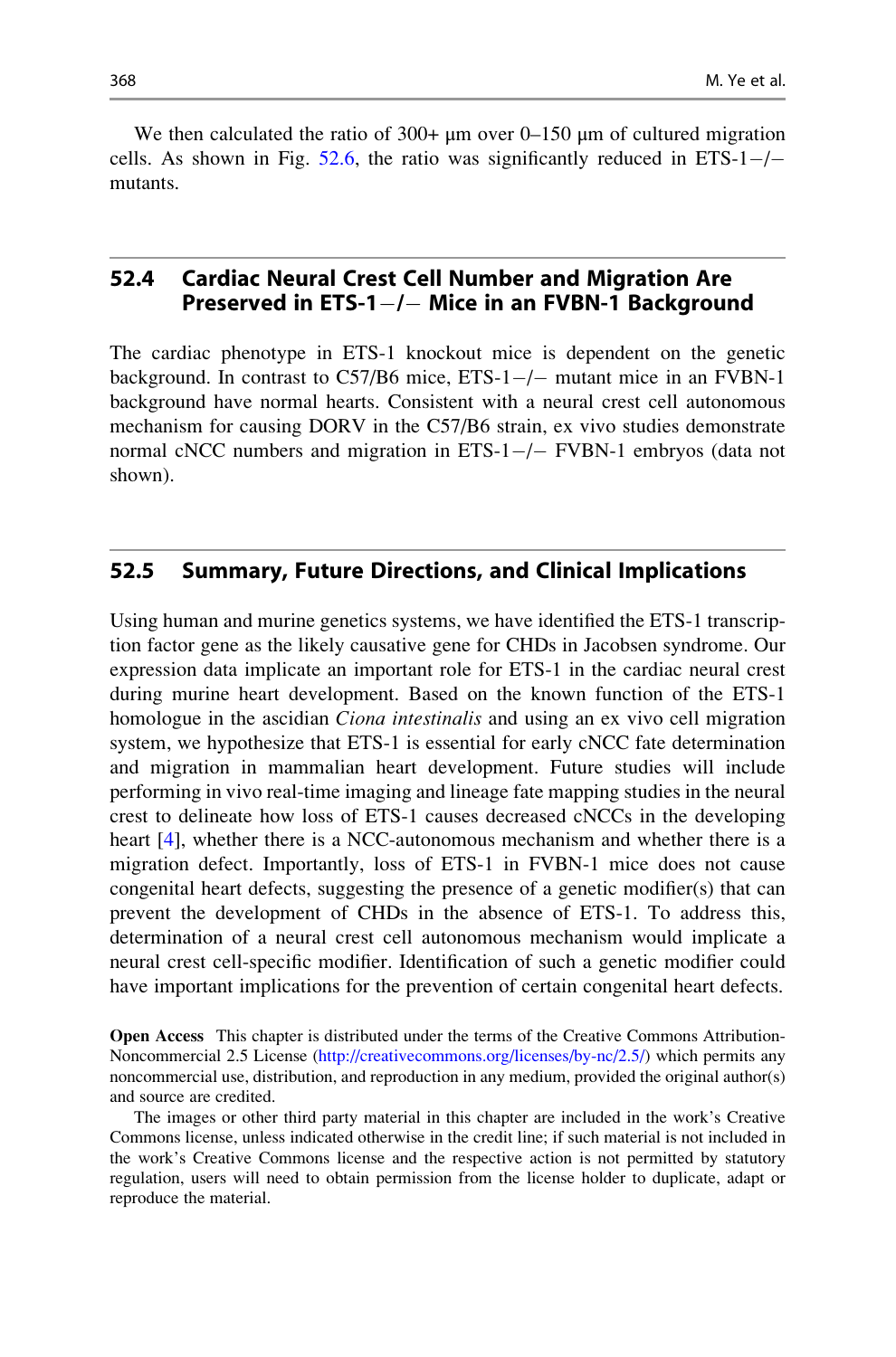We then calculated the ratio of 300+ μm over 0–150 μm of cultured migration cells. As shown in Fig. 52.6, the ratio was significantly reduced in ETS-1−/− mutants.

## 52.4 Cardiac Neural Crest Cell Number and Migration Are Preserved in ETS-1−/− Mice in an FVBN-1 Background

The cardiac phenotype in ETS-1 knockout mice is dependent on the genetic background. In contrast to C57/B6 mice, ETS-1−/− mutant mice in an FVBN-1 background have normal hearts. Consistent with a neural crest cell autonomous mechanism for causing DORV in the C57/B6 strain, ex vivo studies demonstrate normal cNCC numbers and migration in ETS-1−/− FVBN-1 embryos (data not shown).

## 52.5 Summary, Future Directions, and Clinical Implications

Using human and murine genetics systems, we have identified the ETS-1 transcription factor gene as the likely causative gene for CHDs in Jacobsen syndrome. Our expression data implicate an important role for ETS-1 in the cardiac neural crest during murine heart development. Based on the known function of the ETS-1 homologue in the ascidian *Ciona intestinalis* and using an ex vivo cell migration system, we hypothesize that ETS-1 is essential for early cNCC fate determination and migration in mammalian heart development. Future studies will include performing in vivo real-time imaging and lineage fate mapping studies in the neural crest to delineate how loss of ETS-1 causes decreased cNCCs in the developing heart [4], whether there is a NCC-autonomous mechanism and whether there is a migration defect. Importantly, loss of ETS-1 in FVBN-1 mice does not cause congenital heart defects, suggesting the presence of a genetic modifier(s) that can prevent the development of CHDs in the absence of ETS-1. To address this, determination of a neural crest cell autonomous mechanism would implicate a neural crest cell-specific modifier. Identification of such a genetic modifier could have important implications for the prevention of certain congenital heart defects.

**Open Access** This chapter is distributed under the terms of the Creative Commons Attribution-Noncommercial 2.5 License (http://creativecommons.org/licenses/by-nc/2.5/) which permits any noncommercial use, distribution, and reproduction in any medium, provided the original author(s) and source are credited.

The images or other third party material in this chapter are included in the work's Creative Commons license, unless indicated otherwise in the credit line; if such material is not included in the work's Creative Commons license and the respective action is not permitted by statutory regulation, users will need to obtain permission from the license holder to duplicate, adapt or reproduce the material.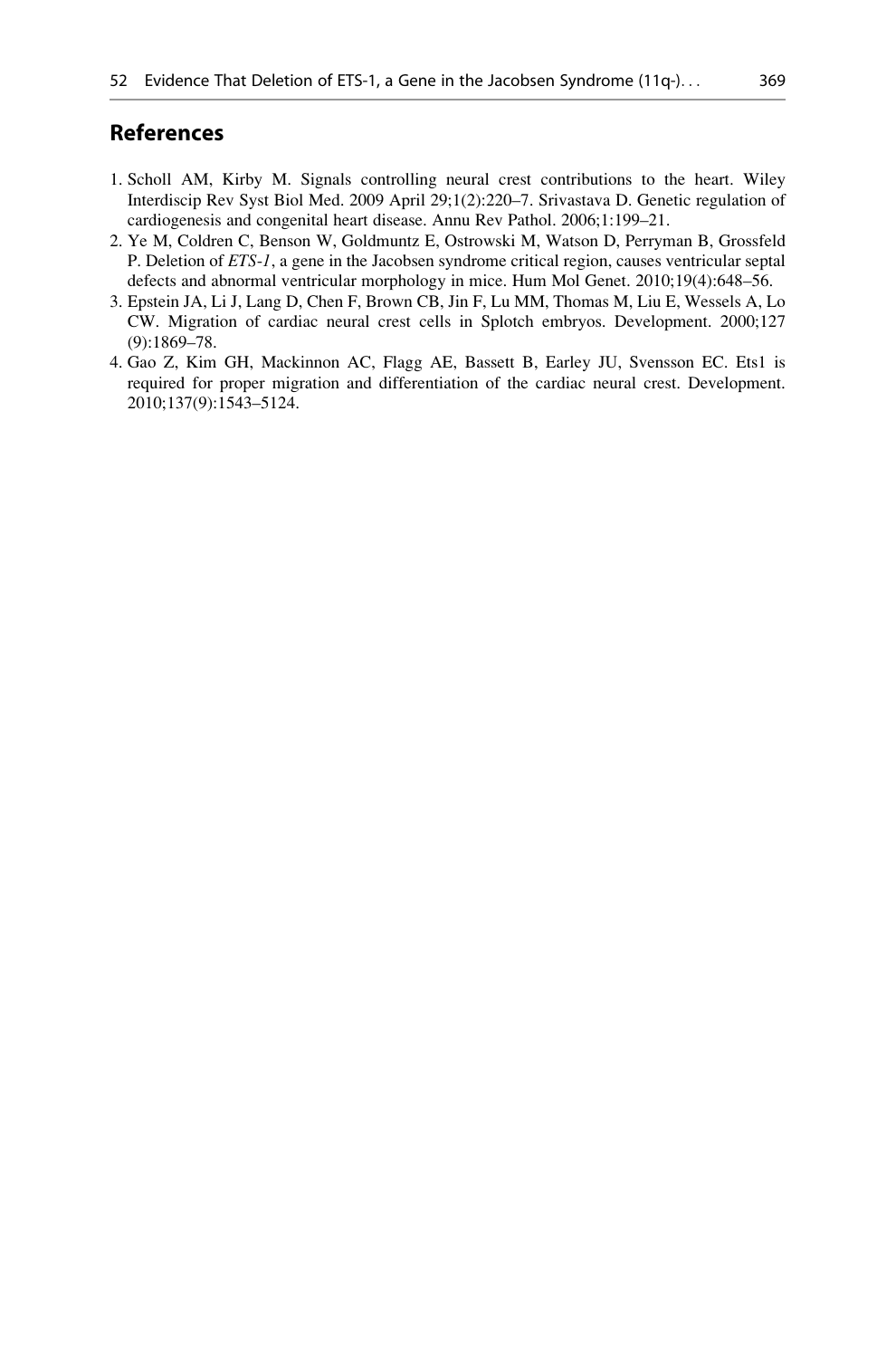## References

1. Scholl AM, Kirby M. Signals controlling neural crest contributions to the heart. Wiley Interdiscip Rev Syst Biol Med. 2009 April 29;1(2):220–7. Srivastava D. Genetic regulation of cardiogenesis and congenital heart disease. Annu Rev Pathol. 2006;1:199–21.
2. Ye M, Coldren C, Benson W, Goldmuntz E, Ostrowski M, Watson D, Perryman B, Grossfeld P. Deletion of *ETS-1*, a gene in the Jacobsen syndrome critical region, causes ventricular septal defects and abnormal ventricular morphology in mice. Hum Mol Genet. 2010;19(4):648–56.
3. Epstein JA, Li J, Lang D, Chen F, Brown CB, Jin F, Lu MM, Thomas M, Liu E, Wessels A, Lo CW. Migration of cardiac neural crest cells in Splotch embryos. Development. 2000;127 (9):1869–78.
4. Gao Z, Kim GH, Mackinnon AC, Flagg AE, Bassett B, Earley JU, Svensson EC. Ets1 is required for proper migration and differentiation of the cardiac neural crest. Development. 2010;137(9):1543–5124.